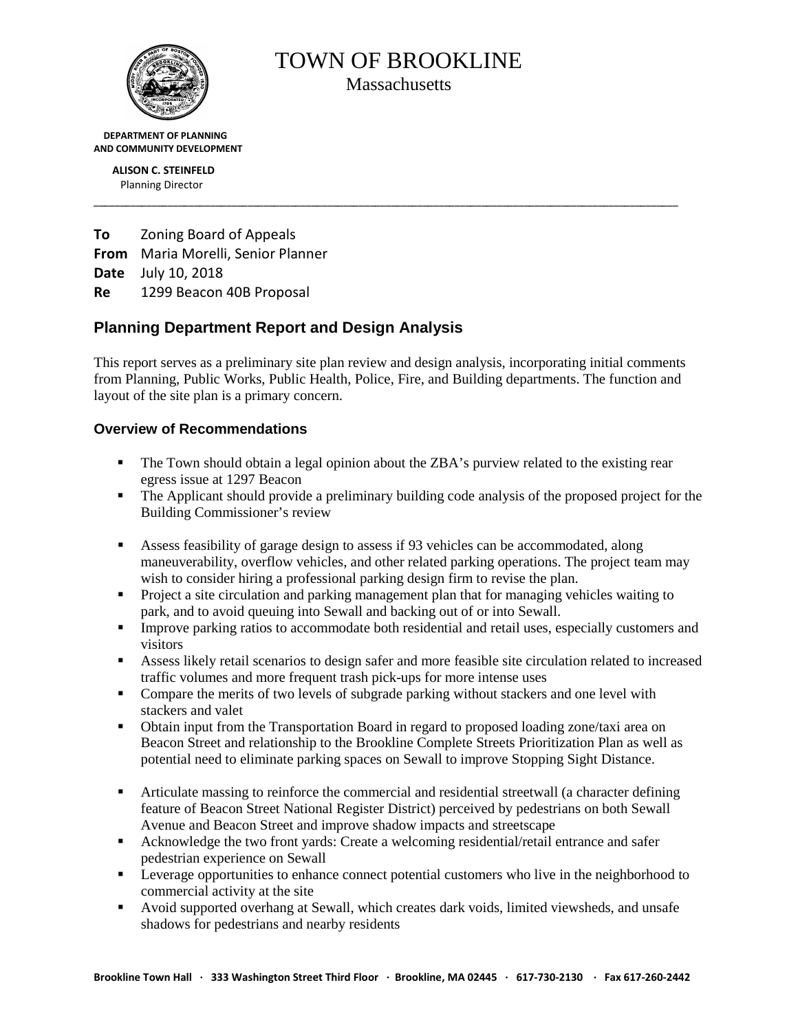# TOWN OF BROOKLINE

Massachusetts

**DEPARTMENT OF PLANNING AND COMMUNITY DEVELOPMENT**

**ALISON C. STEINFELD**
Planning Director

---

**To** Zoning Board of Appeals
**From** Maria Morelli, Senior Planner
**Date** July 10, 2018
**Re** 1299 Beacon 40B Proposal

## Planning Department Report and Design Analysis

This report serves as a preliminary site plan review and design analysis, incorporating initial comments from Planning, Public Works, Public Health, Police, Fire, and Building departments. The function and layout of the site plan is a primary concern.

### Overview of Recommendations

- The Town should obtain a legal opinion about the ZBA's purview related to the existing rear egress issue at 1297 Beacon
- The Applicant should provide a preliminary building code analysis of the proposed project for the Building Commissioner's review
- Assess feasibility of garage design to assess if 93 vehicles can be accommodated, along maneuverability, overflow vehicles, and other related parking operations. The project team may wish to consider hiring a professional parking design firm to revise the plan.
- Project a site circulation and parking management plan that for managing vehicles waiting to park, and to avoid queuing into Sewall and backing out of or into Sewall.
- Improve parking ratios to accommodate both residential and retail uses, especially customers and visitors
- Assess likely retail scenarios to design safer and more feasible site circulation related to increased traffic volumes and more frequent trash pick-ups for more intense uses
- Compare the merits of two levels of subgrade parking without stackers and one level with stackers and valet
- Obtain input from the Transportation Board in regard to proposed loading zone/taxi area on Beacon Street and relationship to the Brookline Complete Streets Prioritization Plan as well as potential need to eliminate parking spaces on Sewall to improve Stopping Sight Distance.
- Articulate massing to reinforce the commercial and residential streetwall (a character defining feature of Beacon Street National Register District) perceived by pedestrians on both Sewall Avenue and Beacon Street and improve shadow impacts and streetscape
- Acknowledge the two front yards: Create a welcoming residential/retail entrance and safer pedestrian experience on Sewall
- Leverage opportunities to enhance connect potential customers who live in the neighborhood to commercial activity at the site
- Avoid supported overhang at Sewall, which creates dark voids, limited viewsheds, and unsafe shadows for pedestrians and nearby residents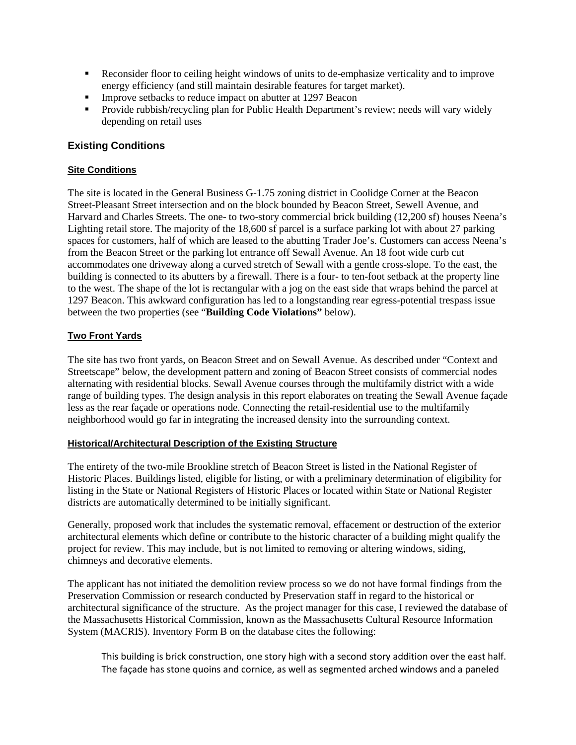- Reconsider floor to ceiling height windows of units to de-emphasize verticality and to improve energy efficiency (and still maintain desirable features for target market).
- Improve setbacks to reduce impact on abutter at 1297 Beacon
- Provide rubbish/recycling plan for Public Health Department's review; needs will vary widely depending on retail uses

## Existing Conditions

### Site Conditions

The site is located in the General Business G-1.75 zoning district in Coolidge Corner at the Beacon Street-Pleasant Street intersection and on the block bounded by Beacon Street, Sewell Avenue, and Harvard and Charles Streets. The one- to two-story commercial brick building (12,200 sf) houses Neena's Lighting retail store. The majority of the 18,600 sf parcel is a surface parking lot with about 27 parking spaces for customers, half of which are leased to the abutting Trader Joe's. Customers can access Neena's from the Beacon Street or the parking lot entrance off Sewall Avenue. An 18 foot wide curb cut accommodates one driveway along a curved stretch of Sewall with a gentle cross-slope. To the east, the building is connected to its abutters by a firewall. There is a four- to ten-foot setback at the property line to the west. The shape of the lot is rectangular with a jog on the east side that wraps behind the parcel at 1297 Beacon. This awkward configuration has led to a longstanding rear egress-potential trespass issue between the two properties (see "**Building Code Violations"** below).

### Two Front Yards

The site has two front yards, on Beacon Street and on Sewall Avenue. As described under "Context and Streetscape" below, the development pattern and zoning of Beacon Street consists of commercial nodes alternating with residential blocks. Sewall Avenue courses through the multifamily district with a wide range of building types. The design analysis in this report elaborates on treating the Sewall Avenue façade less as the rear façade or operations node. Connecting the retail-residential use to the multifamily neighborhood would go far in integrating the increased density into the surrounding context.

### Historical/Architectural Description of the Existing Structure

The entirety of the two-mile Brookline stretch of Beacon Street is listed in the National Register of Historic Places. Buildings listed, eligible for listing, or with a preliminary determination of eligibility for listing in the State or National Registers of Historic Places or located within State or National Register districts are automatically determined to be initially significant.

Generally, proposed work that includes the systematic removal, effacement or destruction of the exterior architectural elements which define or contribute to the historic character of a building might qualify the project for review. This may include, but is not limited to removing or altering windows, siding, chimneys and decorative elements.

The applicant has not initiated the demolition review process so we do not have formal findings from the Preservation Commission or research conducted by Preservation staff in regard to the historical or architectural significance of the structure. As the project manager for this case, I reviewed the database of the Massachusetts Historical Commission, known as the Massachusetts Cultural Resource Information System (MACRIS). Inventory Form B on the database cites the following:

> This building is brick construction, one story high with a second story addition over the east half. The façade has stone quoins and cornice, as well as segmented arched windows and a paneled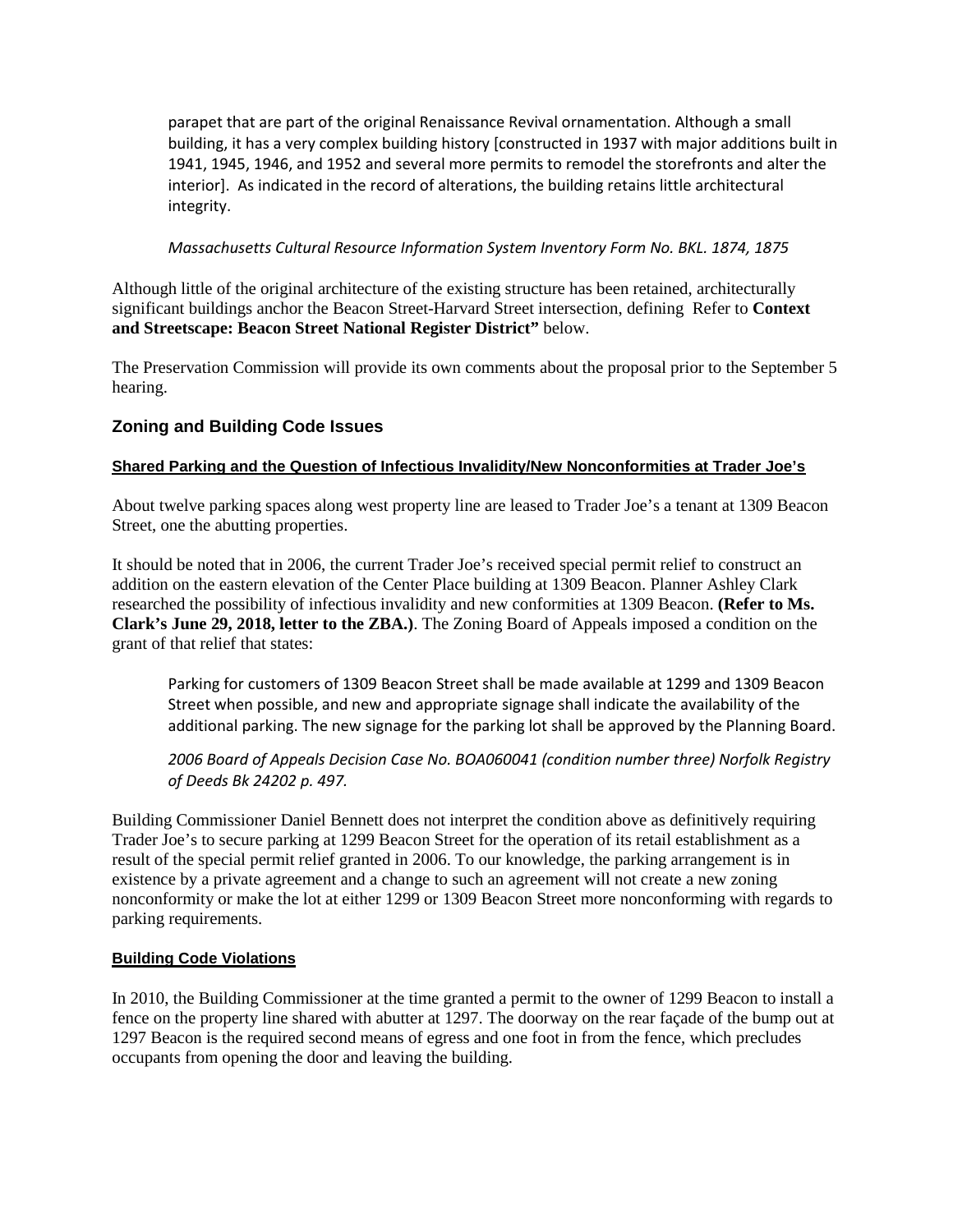> parapet that are part of the original Renaissance Revival ornamentation. Although a small building, it has a very complex building history [constructed in 1937 with major additions built in 1941, 1945, 1946, and 1952 and several more permits to remodel the storefronts and alter the interior]. As indicated in the record of alterations, the building retains little architectural integrity.
>
> *Massachusetts Cultural Resource Information System Inventory Form No. BKL. 1874, 1875*

Although little of the original architecture of the existing structure has been retained, architecturally significant buildings anchor the Beacon Street-Harvard Street intersection, defining Refer to **Context and Streetscape: Beacon Street National Register District"** below.

The Preservation Commission will provide its own comments about the proposal prior to the September 5 hearing.

## Zoning and Building Code Issues

### Shared Parking and the Question of Infectious Invalidity/New Nonconformities at Trader Joe's

About twelve parking spaces along west property line are leased to Trader Joe's a tenant at 1309 Beacon Street, one the abutting properties.

It should be noted that in 2006, the current Trader Joe's received special permit relief to construct an addition on the eastern elevation of the Center Place building at 1309 Beacon. Planner Ashley Clark researched the possibility of infectious invalidity and new conformities at 1309 Beacon. **(Refer to Ms. Clark's June 29, 2018, letter to the ZBA.)**. The Zoning Board of Appeals imposed a condition on the grant of that relief that states:

> Parking for customers of 1309 Beacon Street shall be made available at 1299 and 1309 Beacon Street when possible, and new and appropriate signage shall indicate the availability of the additional parking. The new signage for the parking lot shall be approved by the Planning Board.
>
> *2006 Board of Appeals Decision Case No. BOA060041 (condition number three) Norfolk Registry of Deeds Bk 24202 p. 497.*

Building Commissioner Daniel Bennett does not interpret the condition above as definitively requiring Trader Joe's to secure parking at 1299 Beacon Street for the operation of its retail establishment as a result of the special permit relief granted in 2006. To our knowledge, the parking arrangement is in existence by a private agreement and a change to such an agreement will not create a new zoning nonconformity or make the lot at either 1299 or 1309 Beacon Street more nonconforming with regards to parking requirements.

### Building Code Violations

In 2010, the Building Commissioner at the time granted a permit to the owner of 1299 Beacon to install a fence on the property line shared with abutter at 1297. The doorway on the rear façade of the bump out at 1297 Beacon is the required second means of egress and one foot in from the fence, which precludes occupants from opening the door and leaving the building.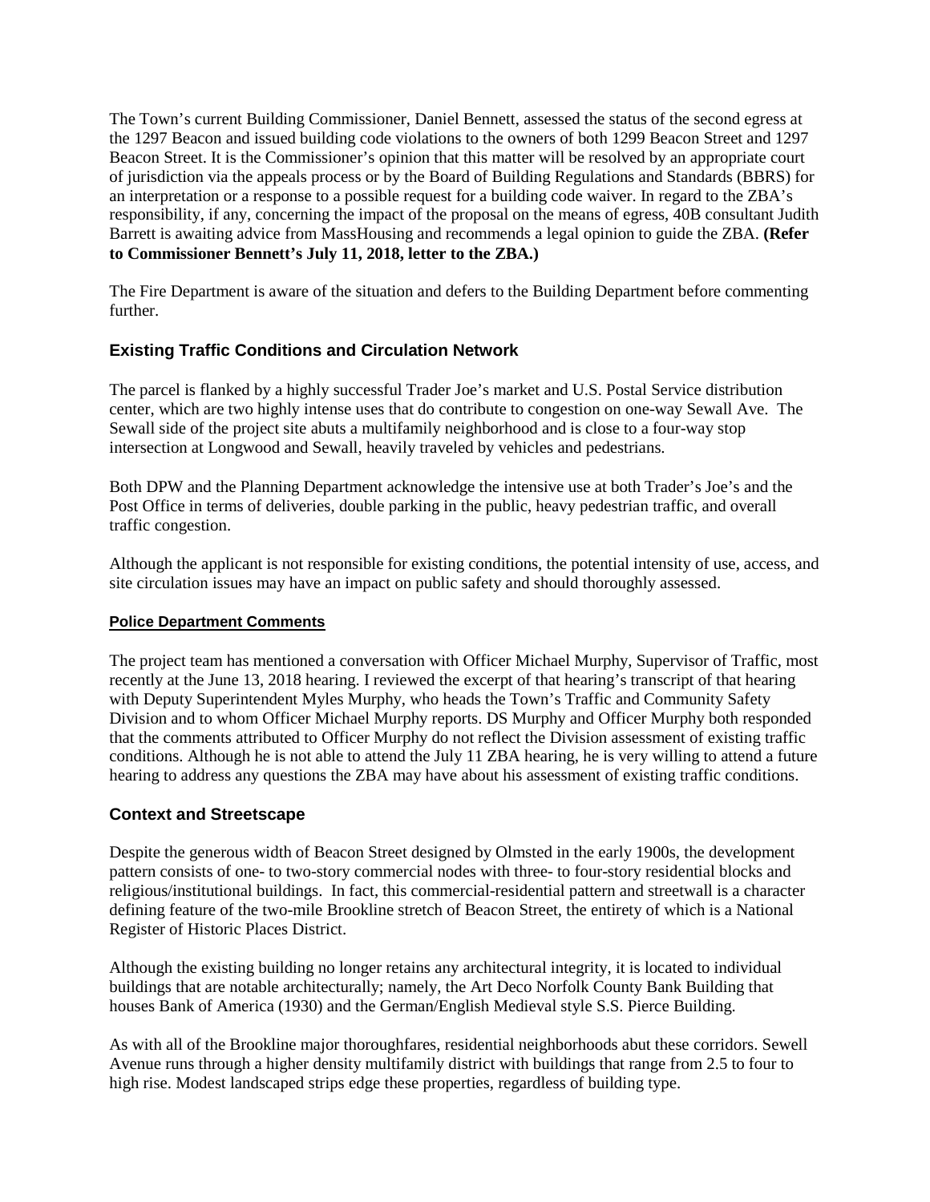The Town's current Building Commissioner, Daniel Bennett, assessed the status of the second egress at the 1297 Beacon and issued building code violations to the owners of both 1299 Beacon Street and 1297 Beacon Street. It is the Commissioner's opinion that this matter will be resolved by an appropriate court of jurisdiction via the appeals process or by the Board of Building Regulations and Standards (BBRS) for an interpretation or a response to a possible request for a building code waiver. In regard to the ZBA's responsibility, if any, concerning the impact of the proposal on the means of egress, 40B consultant Judith Barrett is awaiting advice from MassHousing and recommends a legal opinion to guide the ZBA. **(Refer to Commissioner Bennett's July 11, 2018, letter to the ZBA.)**

The Fire Department is aware of the situation and defers to the Building Department before commenting further.

## Existing Traffic Conditions and Circulation Network

The parcel is flanked by a highly successful Trader Joe's market and U.S. Postal Service distribution center, which are two highly intense uses that do contribute to congestion on one-way Sewall Ave. The Sewall side of the project site abuts a multifamily neighborhood and is close to a four-way stop intersection at Longwood and Sewall, heavily traveled by vehicles and pedestrians.

Both DPW and the Planning Department acknowledge the intensive use at both Trader's Joe's and the Post Office in terms of deliveries, double parking in the public, heavy pedestrian traffic, and overall traffic congestion.

Although the applicant is not responsible for existing conditions, the potential intensity of use, access, and site circulation issues may have an impact on public safety and should thoroughly assessed.

### Police Department Comments

The project team has mentioned a conversation with Officer Michael Murphy, Supervisor of Traffic, most recently at the June 13, 2018 hearing. I reviewed the excerpt of that hearing's transcript of that hearing with Deputy Superintendent Myles Murphy, who heads the Town's Traffic and Community Safety Division and to whom Officer Michael Murphy reports. DS Murphy and Officer Murphy both responded that the comments attributed to Officer Murphy do not reflect the Division assessment of existing traffic conditions. Although he is not able to attend the July 11 ZBA hearing, he is very willing to attend a future hearing to address any questions the ZBA may have about his assessment of existing traffic conditions.

## Context and Streetscape

Despite the generous width of Beacon Street designed by Olmsted in the early 1900s, the development pattern consists of one- to two-story commercial nodes with three- to four-story residential blocks and religious/institutional buildings. In fact, this commercial-residential pattern and streetwall is a character defining feature of the two-mile Brookline stretch of Beacon Street, the entirety of which is a National Register of Historic Places District.

Although the existing building no longer retains any architectural integrity, it is located to individual buildings that are notable architecturally; namely, the Art Deco Norfolk County Bank Building that houses Bank of America (1930) and the German/English Medieval style S.S. Pierce Building.

As with all of the Brookline major thoroughfares, residential neighborhoods abut these corridors. Sewell Avenue runs through a higher density multifamily district with buildings that range from 2.5 to four to high rise. Modest landscaped strips edge these properties, regardless of building type.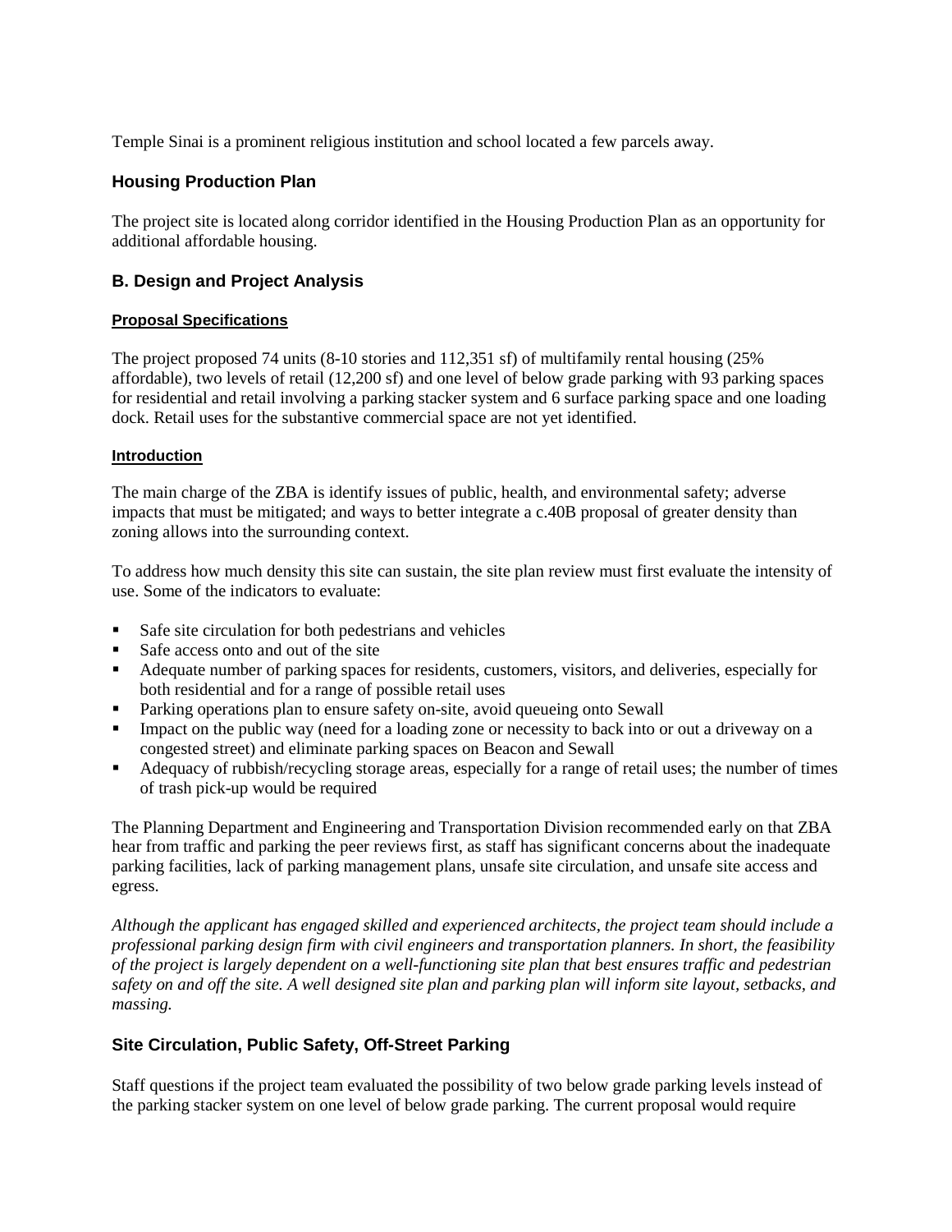Temple Sinai is a prominent religious institution and school located a few parcels away.

### Housing Production Plan

The project site is located along corridor identified in the Housing Production Plan as an opportunity for additional affordable housing.

## B. Design and Project Analysis

#### Proposal Specifications

The project proposed 74 units (8-10 stories and 112,351 sf) of multifamily rental housing (25% affordable), two levels of retail (12,200 sf) and one level of below grade parking with 93 parking spaces for residential and retail involving a parking stacker system and 6 surface parking space and one loading dock. Retail uses for the substantive commercial space are not yet identified.

#### Introduction

The main charge of the ZBA is identify issues of public, health, and environmental safety; adverse impacts that must be mitigated; and ways to better integrate a c.40B proposal of greater density than zoning allows into the surrounding context.

To address how much density this site can sustain, the site plan review must first evaluate the intensity of use. Some of the indicators to evaluate:

- Safe site circulation for both pedestrians and vehicles
- Safe access onto and out of the site
- Adequate number of parking spaces for residents, customers, visitors, and deliveries, especially for both residential and for a range of possible retail uses
- Parking operations plan to ensure safety on-site, avoid queueing onto Sewall
- Impact on the public way (need for a loading zone or necessity to back into or out a driveway on a congested street) and eliminate parking spaces on Beacon and Sewall
- Adequacy of rubbish/recycling storage areas, especially for a range of retail uses; the number of times of trash pick-up would be required

The Planning Department and Engineering and Transportation Division recommended early on that ZBA hear from traffic and parking the peer reviews first, as staff has significant concerns about the inadequate parking facilities, lack of parking management plans, unsafe site circulation, and unsafe site access and egress.

*Although the applicant has engaged skilled and experienced architects, the project team should include a professional parking design firm with civil engineers and transportation planners. In short, the feasibility of the project is largely dependent on a well-functioning site plan that best ensures traffic and pedestrian safety on and off the site. A well designed site plan and parking plan will inform site layout, setbacks, and massing.*

### Site Circulation, Public Safety, Off-Street Parking

Staff questions if the project team evaluated the possibility of two below grade parking levels instead of the parking stacker system on one level of below grade parking. The current proposal would require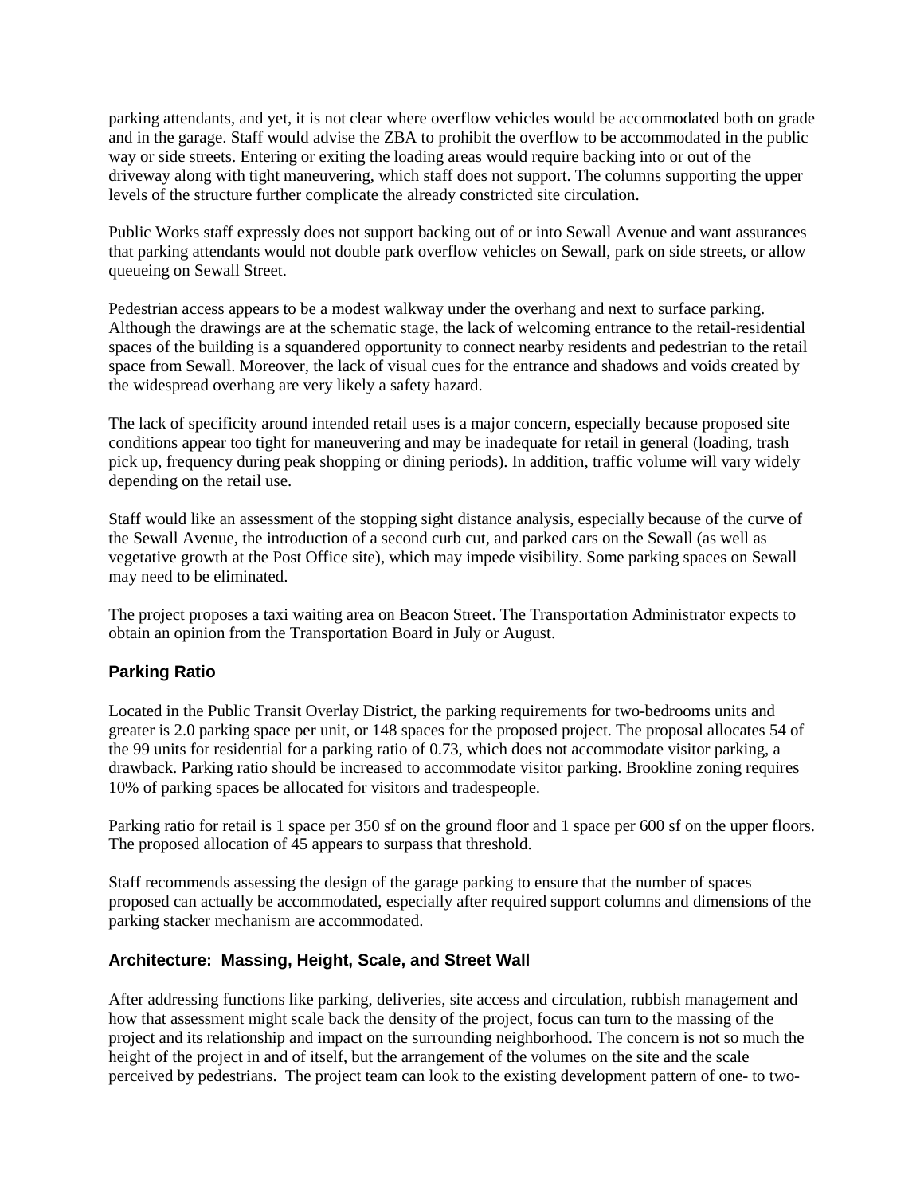parking attendants, and yet, it is not clear where overflow vehicles would be accommodated both on grade and in the garage. Staff would advise the ZBA to prohibit the overflow to be accommodated in the public way or side streets. Entering or exiting the loading areas would require backing into or out of the driveway along with tight maneuvering, which staff does not support. The columns supporting the upper levels of the structure further complicate the already constricted site circulation.

Public Works staff expressly does not support backing out of or into Sewall Avenue and want assurances that parking attendants would not double park overflow vehicles on Sewall, park on side streets, or allow queueing on Sewall Street.

Pedestrian access appears to be a modest walkway under the overhang and next to surface parking. Although the drawings are at the schematic stage, the lack of welcoming entrance to the retail-residential spaces of the building is a squandered opportunity to connect nearby residents and pedestrian to the retail space from Sewall. Moreover, the lack of visual cues for the entrance and shadows and voids created by the widespread overhang are very likely a safety hazard.

The lack of specificity around intended retail uses is a major concern, especially because proposed site conditions appear too tight for maneuvering and may be inadequate for retail in general (loading, trash pick up, frequency during peak shopping or dining periods). In addition, traffic volume will vary widely depending on the retail use.

Staff would like an assessment of the stopping sight distance analysis, especially because of the curve of the Sewall Avenue, the introduction of a second curb cut, and parked cars on the Sewall (as well as vegetative growth at the Post Office site), which may impede visibility. Some parking spaces on Sewall may need to be eliminated.

The project proposes a taxi waiting area on Beacon Street. The Transportation Administrator expects to obtain an opinion from the Transportation Board in July or August.

### Parking Ratio

Located in the Public Transit Overlay District, the parking requirements for two-bedrooms units and greater is 2.0 parking space per unit, or 148 spaces for the proposed project. The proposal allocates 54 of the 99 units for residential for a parking ratio of 0.73, which does not accommodate visitor parking, a drawback. Parking ratio should be increased to accommodate visitor parking. Brookline zoning requires 10% of parking spaces be allocated for visitors and tradespeople.

Parking ratio for retail is 1 space per 350 sf on the ground floor and 1 space per 600 sf on the upper floors. The proposed allocation of 45 appears to surpass that threshold.

Staff recommends assessing the design of the garage parking to ensure that the number of spaces proposed can actually be accommodated, especially after required support columns and dimensions of the parking stacker mechanism are accommodated.

### Architecture: Massing, Height, Scale, and Street Wall

After addressing functions like parking, deliveries, site access and circulation, rubbish management and how that assessment might scale back the density of the project, focus can turn to the massing of the project and its relationship and impact on the surrounding neighborhood. The concern is not so much the height of the project in and of itself, but the arrangement of the volumes on the site and the scale perceived by pedestrians. The project team can look to the existing development pattern of one- to two-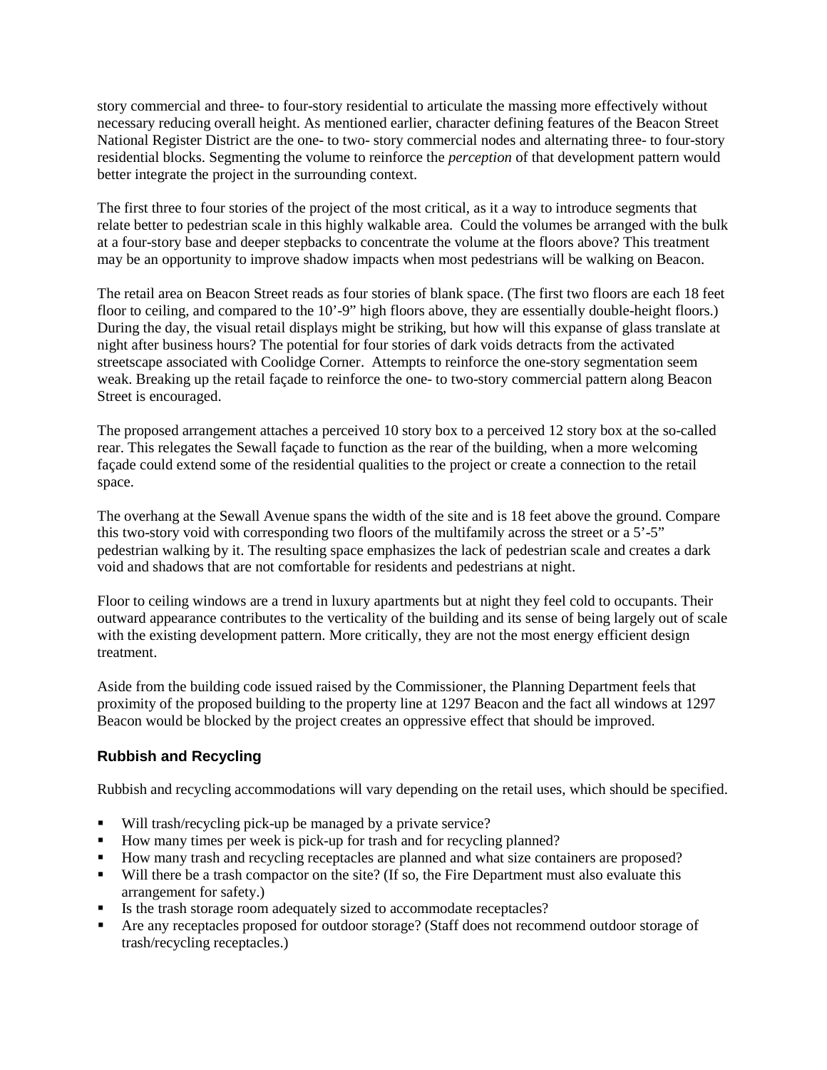story commercial and three- to four-story residential to articulate the massing more effectively without necessary reducing overall height. As mentioned earlier, character defining features of the Beacon Street National Register District are the one- to two- story commercial nodes and alternating three- to four-story residential blocks. Segmenting the volume to reinforce the *perception* of that development pattern would better integrate the project in the surrounding context.

The first three to four stories of the project of the most critical, as it a way to introduce segments that relate better to pedestrian scale in this highly walkable area.  Could the volumes be arranged with the bulk at a four-story base and deeper stepbacks to concentrate the volume at the floors above? This treatment may be an opportunity to improve shadow impacts when most pedestrians will be walking on Beacon.

The retail area on Beacon Street reads as four stories of blank space. (The first two floors are each 18 feet floor to ceiling, and compared to the 10'-9" high floors above, they are essentially double-height floors.) During the day, the visual retail displays might be striking, but how will this expanse of glass translate at night after business hours? The potential for four stories of dark voids detracts from the activated streetscape associated with Coolidge Corner.  Attempts to reinforce the one-story segmentation seem weak. Breaking up the retail façade to reinforce the one- to two-story commercial pattern along Beacon Street is encouraged.

The proposed arrangement attaches a perceived 10 story box to a perceived 12 story box at the so-called rear. This relegates the Sewall façade to function as the rear of the building, when a more welcoming façade could extend some of the residential qualities to the project or create a connection to the retail space.

The overhang at the Sewall Avenue spans the width of the site and is 18 feet above the ground. Compare this two-story void with corresponding two floors of the multifamily across the street or a 5'-5" pedestrian walking by it. The resulting space emphasizes the lack of pedestrian scale and creates a dark void and shadows that are not comfortable for residents and pedestrians at night.

Floor to ceiling windows are a trend in luxury apartments but at night they feel cold to occupants. Their outward appearance contributes to the verticality of the building and its sense of being largely out of scale with the existing development pattern. More critically, they are not the most energy efficient design treatment.

Aside from the building code issued raised by the Commissioner, the Planning Department feels that proximity of the proposed building to the property line at 1297 Beacon and the fact all windows at 1297 Beacon would be blocked by the project creates an oppressive effect that should be improved.

## Rubbish and Recycling

Rubbish and recycling accommodations will vary depending on the retail uses, which should be specified.

- Will trash/recycling pick-up be managed by a private service?
- How many times per week is pick-up for trash and for recycling planned?
- How many trash and recycling receptacles are planned and what size containers are proposed?
- Will there be a trash compactor on the site? (If so, the Fire Department must also evaluate this arrangement for safety.)
- Is the trash storage room adequately sized to accommodate receptacles?
- Are any receptacles proposed for outdoor storage? (Staff does not recommend outdoor storage of trash/recycling receptacles.)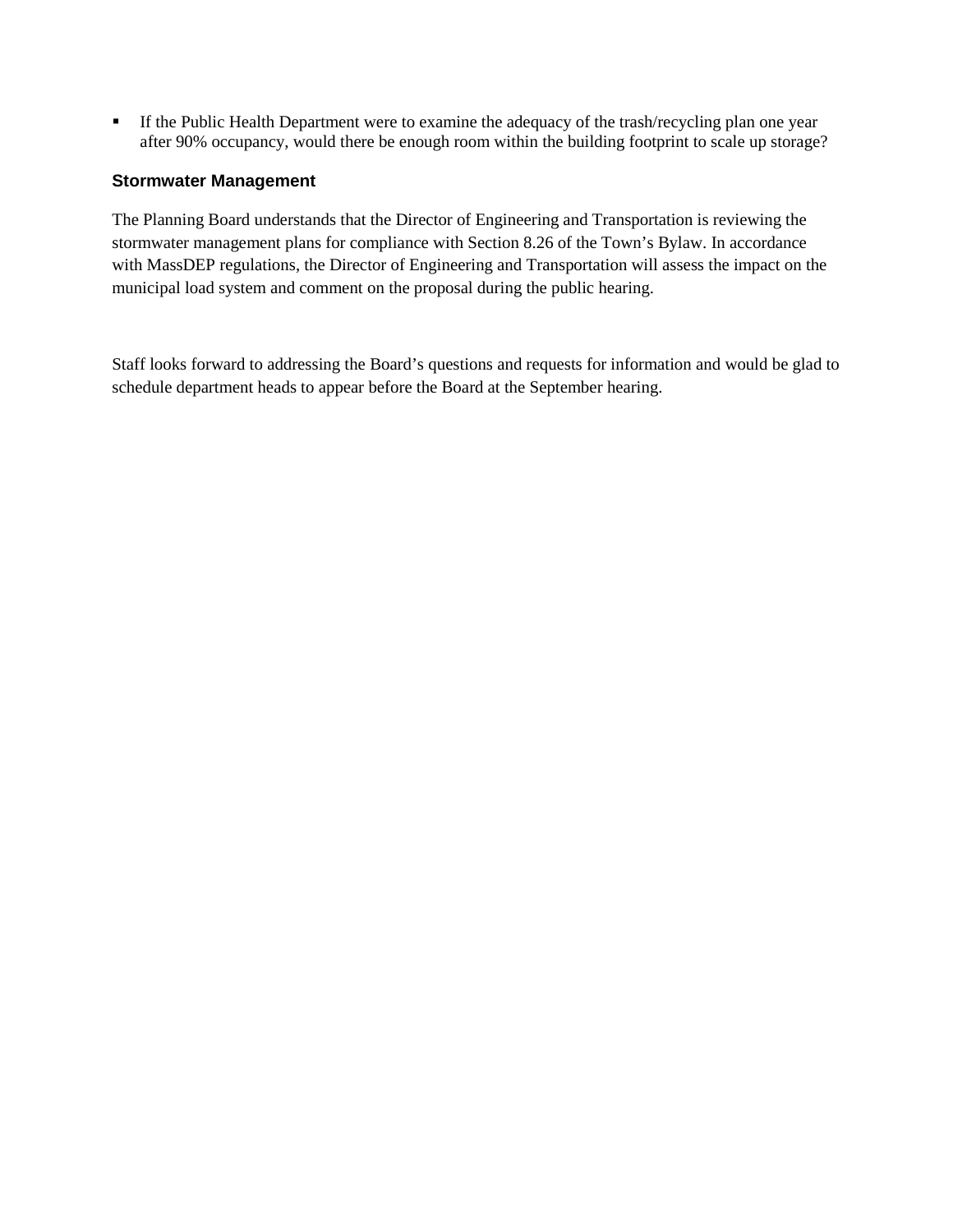- If the Public Health Department were to examine the adequacy of the trash/recycling plan one year after 90% occupancy, would there be enough room within the building footprint to scale up storage?

### Stormwater Management

The Planning Board understands that the Director of Engineering and Transportation is reviewing the stormwater management plans for compliance with Section 8.26 of the Town's Bylaw. In accordance with MassDEP regulations, the Director of Engineering and Transportation will assess the impact on the municipal load system and comment on the proposal during the public hearing.

Staff looks forward to addressing the Board's questions and requests for information and would be glad to schedule department heads to appear before the Board at the September hearing.